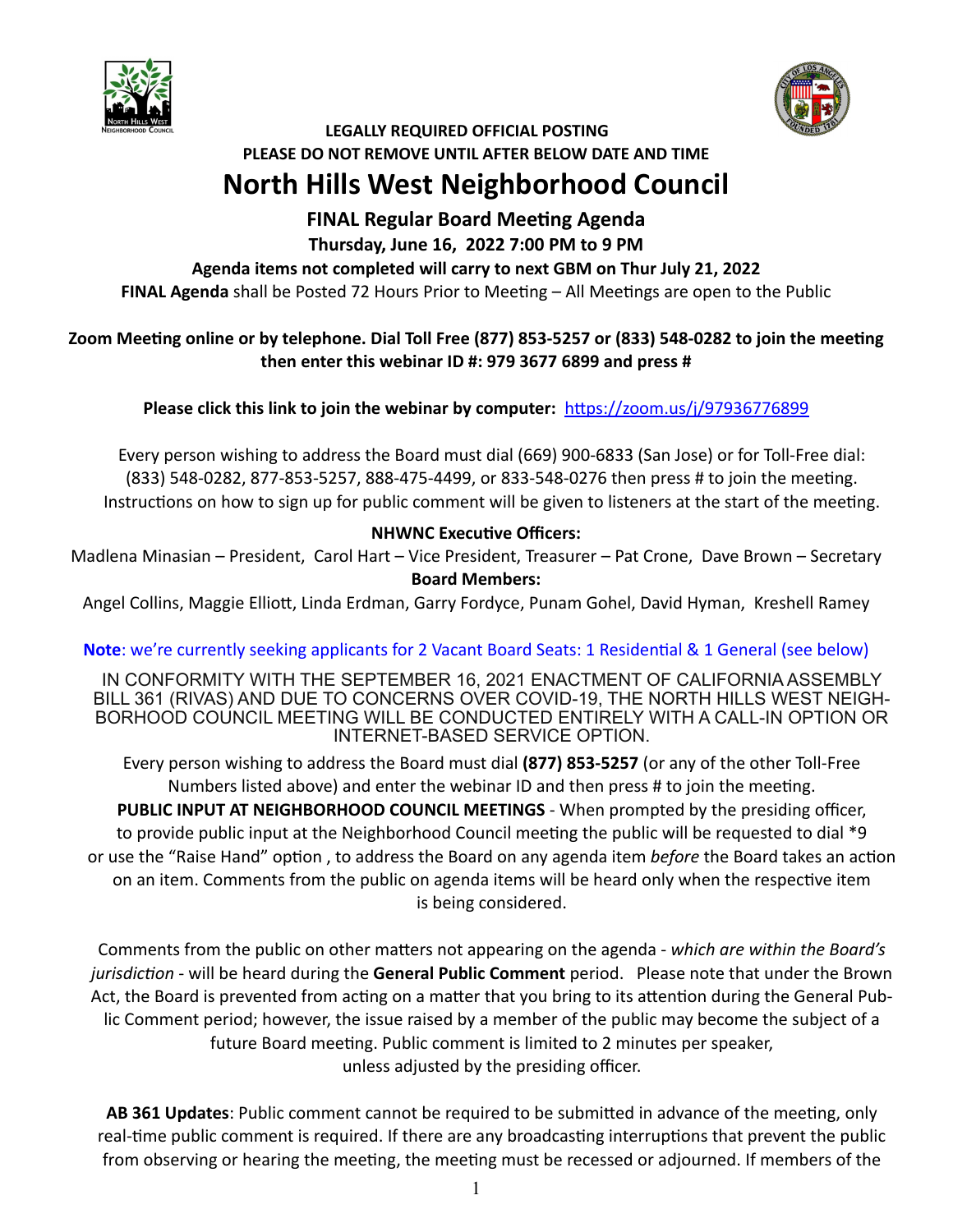**LEGALLY REQUIRED OFFICIAL POSTING**
**PLEASE DO NOT REMOVE UNTIL AFTER BELOW DATE AND TIME**

# North Hills West Neighborhood Council

## FINAL Regular Board Meeting Agenda

**Thursday, June 16, 2022 7:00 PM to 9 PM**

**Agenda items not completed will carry to next GBM on Thur July 21, 2022**

**FINAL Agenda** shall be Posted 72 Hours Prior to Meeting – All Meetings are open to the Public

**Zoom Meeting online or by telephone. Dial Toll Free (877) 853-5257 or (833) 548-0282 to join the meeting then enter this webinar ID #: 979 3677 6899 and press #**

**Please click this link to join the webinar by computer:** https://zoom.us/j/97936776899

Every person wishing to address the Board must dial (669) 900-6833 (San Jose) or for Toll-Free dial: (833) 548-0282, 877-853-5257, 888-475-4499, or 833-548-0276 then press # to join the meeting. Instructions on how to sign up for public comment will be given to listeners at the start of the meeting.

**NHWNC Executive Officers:**

Madlena Minasian – President, Carol Hart – Vice President, Treasurer – Pat Crone, Dave Brown – Secretary

**Board Members:**

Angel Collins, Maggie Elliott, Linda Erdman, Garry Fordyce, Punam Gohel, David Hyman, Kreshell Ramey

**Note**: we're currently seeking applicants for 2 Vacant Board Seats: 1 Residential & 1 General (see below)

IN CONFORMITY WITH THE SEPTEMBER 16, 2021 ENACTMENT OF CALIFORNIA ASSEMBLY BILL 361 (RIVAS) AND DUE TO CONCERNS OVER COVID-19, THE NORTH HILLS WEST NEIGHBORHOOD COUNCIL MEETING WILL BE CONDUCTED ENTIRELY WITH A CALL-IN OPTION OR INTERNET-BASED SERVICE OPTION.

Every person wishing to address the Board must dial **(877) 853-5257** (or any of the other Toll-Free Numbers listed above) and enter the webinar ID and then press # to join the meeting.

**PUBLIC INPUT AT NEIGHBORHOOD COUNCIL MEETINGS** - When prompted by the presiding officer, to provide public input at the Neighborhood Council meeting the public will be requested to dial *9 or use the "Raise Hand" option , to address the Board on any agenda item *before* the Board takes an action on an item. Comments from the public on agenda items will be heard only when the respective item is being considered.

Comments from the public on other matters not appearing on the agenda - *which are within the Board's jurisdiction* - will be heard during the **General Public Comment** period. Please note that under the Brown Act, the Board is prevented from acting on a matter that you bring to its attention during the General Public Comment period; however, the issue raised by a member of the public may become the subject of a future Board meeting. Public comment is limited to 2 minutes per speaker, unless adjusted by the presiding officer.

**AB 361 Updates**: Public comment cannot be required to be submitted in advance of the meeting, only real-time public comment is required. If there are any broadcasting interruptions that prevent the public from observing or hearing the meeting, the meeting must be recessed or adjourned. If members of the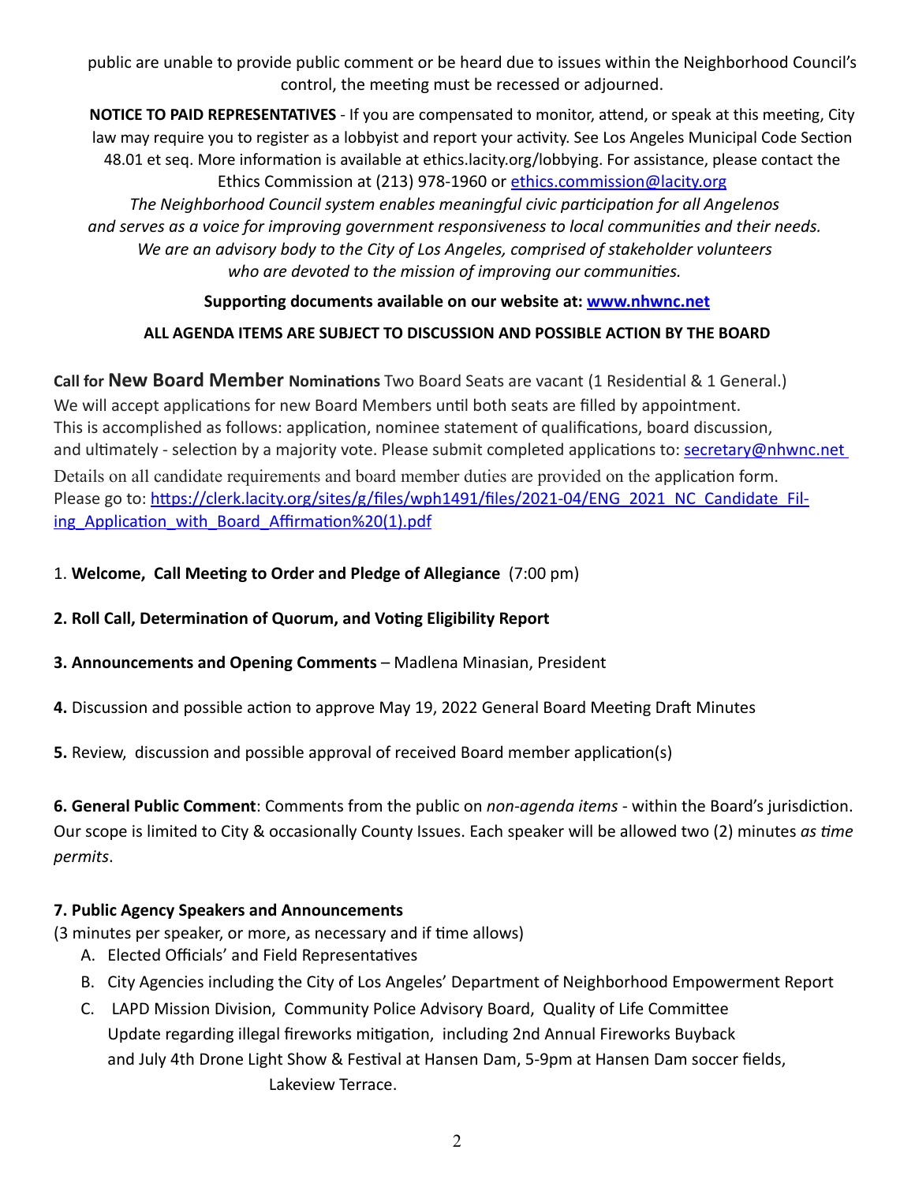public are unable to provide public comment or be heard due to issues within the Neighborhood Council's control, the meeting must be recessed or adjourned.

**NOTICE TO PAID REPRESENTATIVES** - If you are compensated to monitor, attend, or speak at this meeting, City law may require you to register as a lobbyist and report your activity. See Los Angeles Municipal Code Section 48.01 et seq. More information is available at ethics.lacity.org/lobbying. For assistance, please contact the Ethics Commission at (213) 978-1960 or ethics.commission@lacity.org

*The Neighborhood Council system enables meaningful civic participation for all Angelenos and serves as a voice for improving government responsiveness to local communities and their needs. We are an advisory body to the City of Los Angeles, comprised of stakeholder volunteers who are devoted to the mission of improving our communities.*

**Supporting documents available on our website at: www.nhwnc.net**

**ALL AGENDA ITEMS ARE SUBJECT TO DISCUSSION AND POSSIBLE ACTION BY THE BOARD**

**Call for New Board Member Nominations** Two Board Seats are vacant (1 Residential & 1 General.) We will accept applications for new Board Members until both seats are filled by appointment. This is accomplished as follows: application, nominee statement of qualifications, board discussion, and ultimately - selection by a majority vote. Please submit completed applications to: secretary@nhwnc.net
Details on all candidate requirements and board member duties are provided on the application form. Please go to: https://clerk.lacity.org/sites/g/files/wph1491/files/2021-04/ENG_2021_NC_Candidate_Filing_Application_with_Board_Affirmation%20(1).pdf

1. **Welcome, Call Meeting to Order and Pledge of Allegiance** (7:00 pm)

**2. Roll Call, Determination of Quorum, and Voting Eligibility Report**

**3. Announcements and Opening Comments** – Madlena Minasian, President

**4.** Discussion and possible action to approve May 19, 2022 General Board Meeting Draft Minutes

**5.** Review, discussion and possible approval of received Board member application(s)

**6. General Public Comment**: Comments from the public on *non-agenda items* - within the Board's jurisdiction. Our scope is limited to City & occasionally County Issues. Each speaker will be allowed two (2) minutes *as time permits*.

**7. Public Agency Speakers and Announcements**
(3 minutes per speaker, or more, as necessary and if time allows)

A. Elected Officials' and Field Representatives
B. City Agencies including the City of Los Angeles' Department of Neighborhood Empowerment Report
C. LAPD Mission Division, Community Police Advisory Board, Quality of Life Committee Update regarding illegal fireworks mitigation, including 2nd Annual Fireworks Buyback and July 4th Drone Light Show & Festival at Hansen Dam, 5-9pm at Hansen Dam soccer fields, Lakeview Terrace.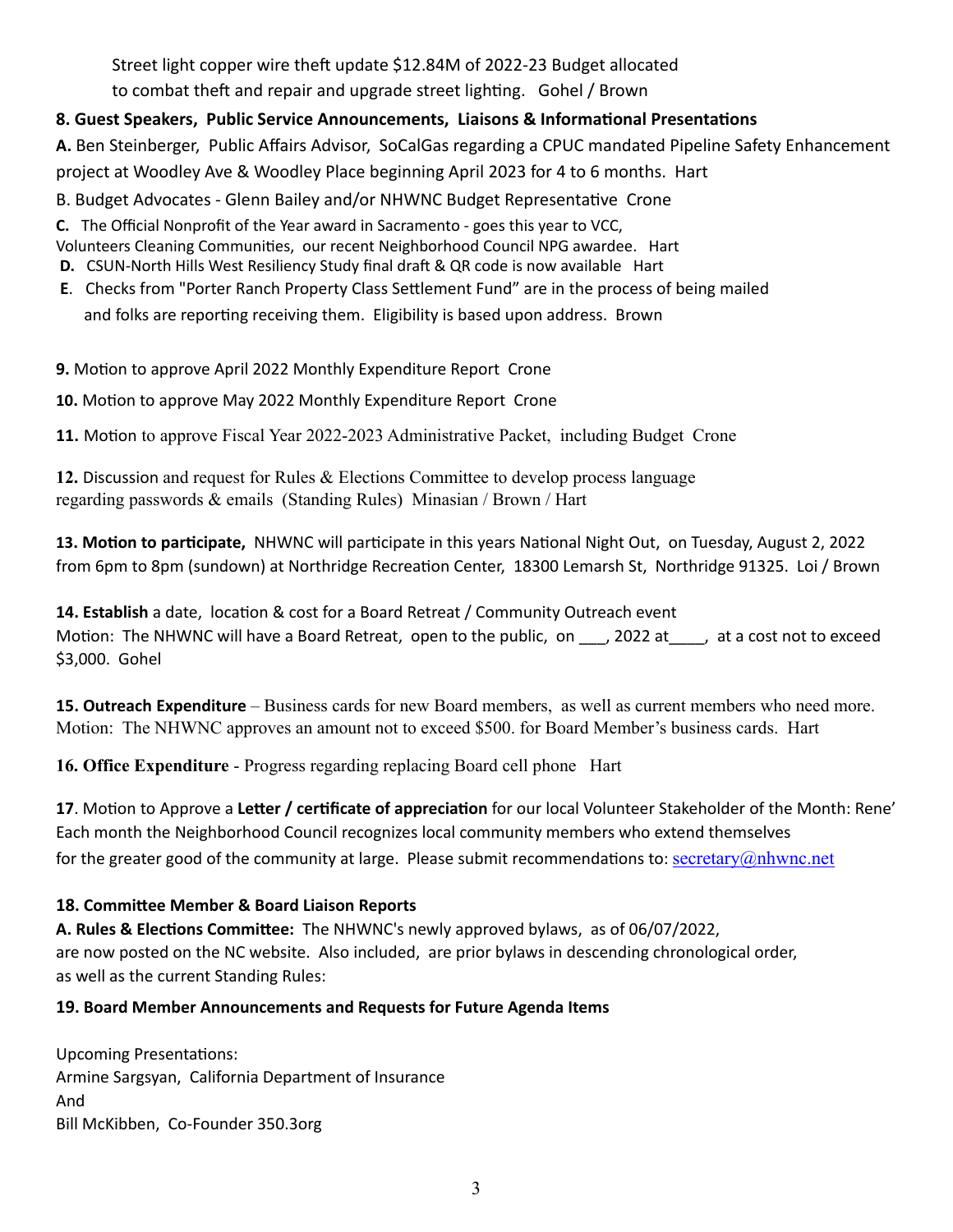Street light copper wire theft update $12.84M of 2022-23 Budget allocated to combat theft and repair and upgrade street lighting. Gohel / Brown

**8. Guest Speakers, Public Service Announcements, Liaisons & Informational Presentations**

**A.** Ben Steinberger, Public Affairs Advisor, SoCalGas regarding a CPUC mandated Pipeline Safety Enhancement project at Woodley Ave & Woodley Place beginning April 2023 for 4 to 6 months. Hart

B. Budget Advocates - Glenn Bailey and/or NHWNC Budget Representative Crone

**C.** The Official Nonprofit of the Year award in Sacramento - goes this year to VCC, Volunteers Cleaning Communities, our recent Neighborhood Council NPG awardee. Hart

**D.** CSUN-North Hills West Resiliency Study final draft & QR code is now available Hart

**E**. Checks from "Porter Ranch Property Class Settlement Fund" are in the process of being mailed and folks are reporting receiving them. Eligibility is based upon address. Brown

**9.** Motion to approve April 2022 Monthly Expenditure Report Crone

**10.** Motion to approve May 2022 Monthly Expenditure Report Crone

**11.** Motion to approve Fiscal Year 2022-2023 Administrative Packet, including Budget Crone

**12.** Discussion and request for Rules & Elections Committee to develop process language regarding passwords & emails (Standing Rules) Minasian / Brown / Hart

**13. Motion to participate,** NHWNC will participate in this years National Night Out, on Tuesday, August 2, 2022 from 6pm to 8pm (sundown) at Northridge Recreation Center, 18300 Lemarsh St, Northridge 91325. Loi / Brown

**14. Establish** a date, location & cost for a Board Retreat / Community Outreach event
Motion: The NHWNC will have a Board Retreat, open to the public, on ___, 2022 at____, at a cost not to exceed $3,000. Gohel

**15. Outreach Expenditure** – Business cards for new Board members, as well as current members who need more.
Motion: The NHWNC approves an amount not to exceed $500. for Board Member's business cards. Hart

**16. Office Expenditure** - Progress regarding replacing Board cell phone Hart

**17**. Motion to Approve a **Letter / certificate of appreciation** for our local Volunteer Stakeholder of the Month: Rene'
Each month the Neighborhood Council recognizes local community members who extend themselves for the greater good of the community at large. Please submit recommendations to: secretary@nhwnc.net

**18. Committee Member & Board Liaison Reports**

**A. Rules & Elections Committee:** The NHWNC's newly approved bylaws, as of 06/07/2022, are now posted on the NC website. Also included, are prior bylaws in descending chronological order, as well as the current Standing Rules:

**19. Board Member Announcements and Requests for Future Agenda Items**

Upcoming Presentations:
Armine Sargsyan, California Department of Insurance
And
Bill McKibben, Co-Founder 350.3org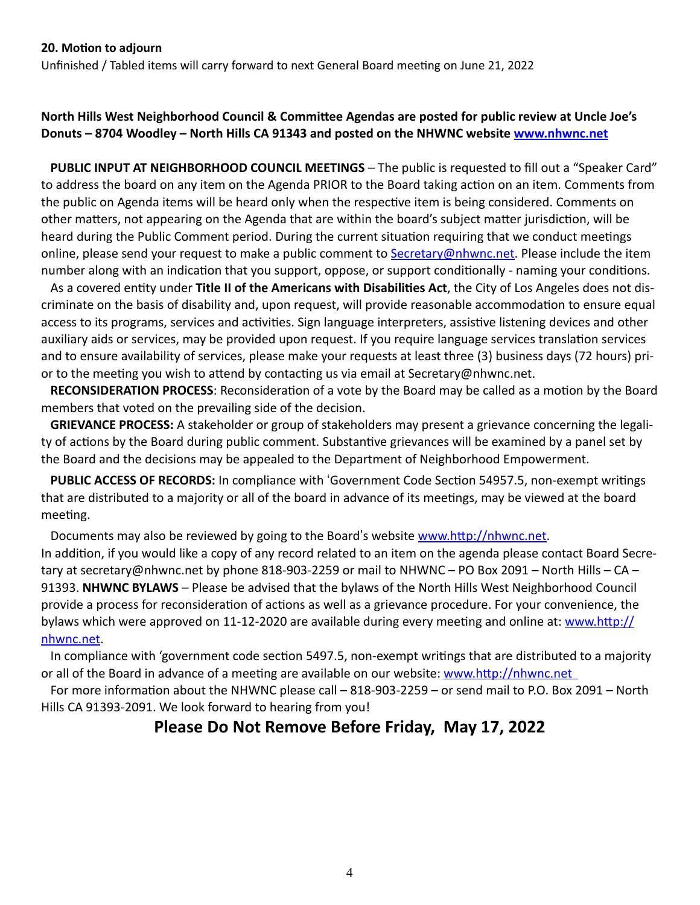**20. Motion to adjourn**

Unfinished / Tabled items will carry forward to next General Board meeting on June 21, 2022

**North Hills West Neighborhood Council & Committee Agendas are posted for public review at Uncle Joe's Donuts – 8704 Woodley – North Hills CA 91343 and posted on the NHWNC website [www.nhwnc.net](http://www.nhwnc.net)**

**PUBLIC INPUT AT NEIGHBORHOOD COUNCIL MEETINGS** – The public is requested to fill out a "Speaker Card" to address the board on any item on the Agenda PRIOR to the Board taking action on an item. Comments from the public on Agenda items will be heard only when the respective item is being considered. Comments on other matters, not appearing on the Agenda that are within the board's subject matter jurisdiction, will be heard during the Public Comment period. During the current situation requiring that we conduct meetings online, please send your request to make a public comment to [Secretary@nhwnc.net](mailto:Secretary@nhwnc.net). Please include the item number along with an indication that you support, oppose, or support conditionally - naming your conditions.

As a covered entity under **Title II of the Americans with Disabilities Act**, the City of Los Angeles does not discriminate on the basis of disability and, upon request, will provide reasonable accommodation to ensure equal access to its programs, services and activities. Sign language interpreters, assistive listening devices and other auxiliary aids or services, may be provided upon request. If you require language services translation services and to ensure availability of services, please make your requests at least three (3) business days (72 hours) prior to the meeting you wish to attend by contacting us via email at Secretary@nhwnc.net.

**RECONSIDERATION PROCESS**: Reconsideration of a vote by the Board may be called as a motion by the Board members that voted on the prevailing side of the decision.

**GRIEVANCE PROCESS:** A stakeholder or group of stakeholders may present a grievance concerning the legality of actions by the Board during public comment. Substantive grievances will be examined by a panel set by the Board and the decisions may be appealed to the Department of Neighborhood Empowerment.

**PUBLIC ACCESS OF RECORDS:** In compliance with 'Government Code Section 54957.5, non-exempt writings that are distributed to a majority or all of the board in advance of its meetings, may be viewed at the board meeting.

Documents may also be reviewed by going to the Board's website [www.http://nhwnc.net](http://nhwnc.net).
In addition, if you would like a copy of any record related to an item on the agenda please contact Board Secretary at secretary@nhwnc.net by phone 818-903-2259 or mail to NHWNC – PO Box 2091 – North Hills – CA – 91393. **NHWNC BYLAWS** – Please be advised that the bylaws of the North Hills West Neighborhood Council provide a process for reconsideration of actions as well as a grievance procedure. For your convenience, the bylaws which were approved on 11-12-2020 are available during every meeting and online at: [www.http://nhwnc.net](http://nhwnc.net).

In compliance with 'government code section 5497.5, non-exempt writings that are distributed to a majority or all of the Board in advance of a meeting are available on our website: [www.http://nhwnc.net](http://nhwnc.net)

For more information about the NHWNC please call – 818-903-2259 – or send mail to P.O. Box 2091 – North Hills CA 91393-2091. We look forward to hearing from you!

## Please Do Not Remove Before Friday, May 17, 2022